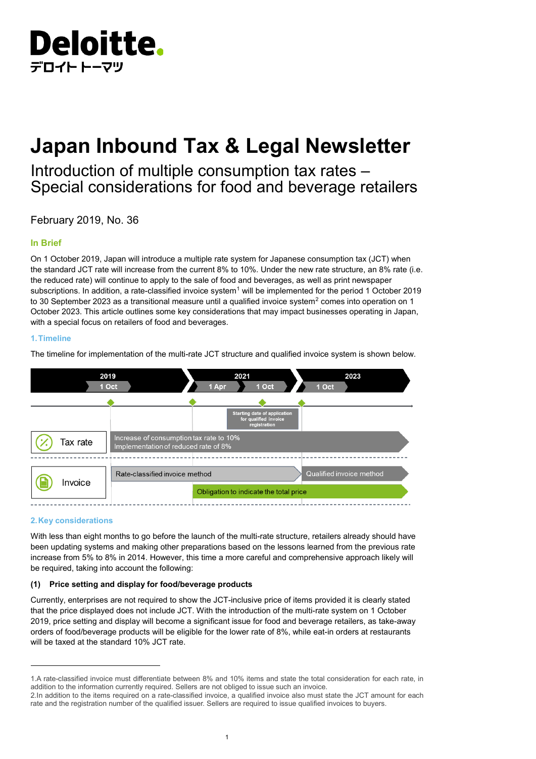# Japan Inbound Tax & Legal Newsletter

## Introduction of multiple consumption tax rates – Special considerations for food and beverage retailers

February 2019, No. 36

### In Brief

On 1 October 2019, Japan will introduce a multiple rate system for Japanese consumption tax (JCT) when the standard JCT rate will increase from the current 8% to 10%. Under the new rate structure, an 8% rate (i.e. the reduced rate) will continue to apply to the sale of food and beverages, as well as print newspaper subscriptions. In addition, a rate-classified invoice system[1] will be implemented for the period 1 October 2019 to 30 September 2023 as a transitional measure until a qualified invoice system[2] comes into operation on 1 October 2023. This article outlines some key considerations that may impact businesses operating in Japan, with a special focus on retailers of food and beverages.

### 1. Timeline

The timeline for implementation of the multi-rate JCT structure and qualified invoice system is shown below.

| | 2019 1 Oct | 2021 1 Apr | 2021 1 Oct | 2023 1 Oct |
|---|---|---|---|---|
| | | | Starting date of application for qualified invoice registration | |
| Tax rate | Increase of consumption tax rate to 10% Implementation of reduced rate of 8% | | | |
| Invoice | Rate-classified invoice method | | | Qualified invoice method |
| | | Obligation to indicate the total price | | |

### 2. Key considerations

With less than eight months to go before the launch of the multi-rate structure, retailers already should have been updating systems and making other preparations based on the lessons learned from the previous rate increase from 5% to 8% in 2014. However, this time a more careful and comprehensive approach likely will be required, taking into account the following:

**(1) Price setting and display for food/beverage products**

Currently, enterprises are not required to show the JCT-inclusive price of items provided it is clearly stated that the price displayed does not include JCT. With the introduction of the multi-rate system on 1 October 2019, price setting and display will become a significant issue for food and beverage retailers, as take-away orders of food/beverage products will be eligible for the lower rate of 8%, while eat-in orders at restaurants will be taxed at the standard 10% JCT rate.

---

1.A rate-classified invoice must differentiate between 8% and 10% items and state the total consideration for each rate, in addition to the information currently required. Sellers are not obliged to issue such an invoice.

2.In addition to the items required on a rate-classified invoice, a qualified invoice also must state the JCT amount for each rate and the registration number of the qualified issuer. Sellers are required to issue qualified invoices to buyers.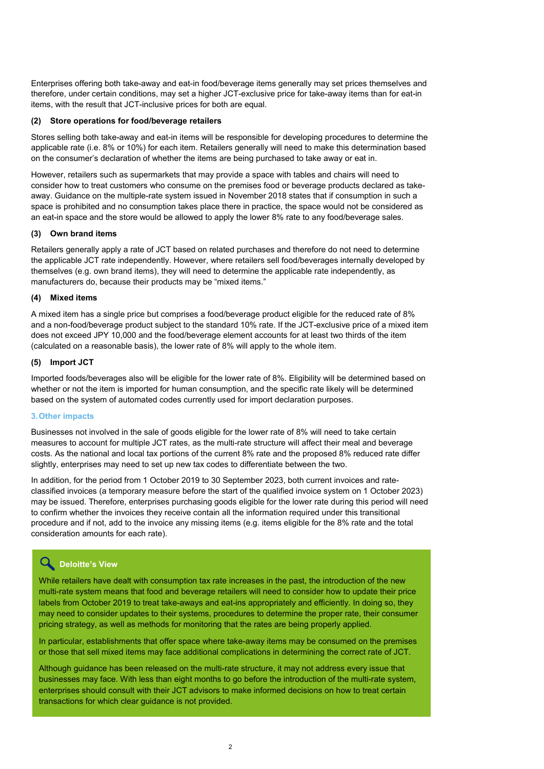Enterprises offering both take-away and eat-in food/beverage items generally may set prices themselves and therefore, under certain conditions, may set a higher JCT-exclusive price for take-away items than for eat-in items, with the result that JCT-inclusive prices for both are equal.

#### (2) Store operations for food/beverage retailers

Stores selling both take-away and eat-in items will be responsible for developing procedures to determine the applicable rate (i.e. 8% or 10%) for each item. Retailers generally will need to make this determination based on the consumer's declaration of whether the items are being purchased to take away or eat in.

However, retailers such as supermarkets that may provide a space with tables and chairs will need to consider how to treat customers who consume on the premises food or beverage products declared as take-away. Guidance on the multiple-rate system issued in November 2018 states that if consumption in such a space is prohibited and no consumption takes place there in practice, the space would not be considered as an eat-in space and the store would be allowed to apply the lower 8% rate to any food/beverage sales.

#### (3) Own brand items

Retailers generally apply a rate of JCT based on related purchases and therefore do not need to determine the applicable JCT rate independently. However, where retailers sell food/beverages internally developed by themselves (e.g. own brand items), they will need to determine the applicable rate independently, as manufacturers do, because their products may be "mixed items."

#### (4) Mixed items

A mixed item has a single price but comprises a food/beverage product eligible for the reduced rate of 8% and a non-food/beverage product subject to the standard 10% rate. If the JCT-exclusive price of a mixed item does not exceed JPY 10,000 and the food/beverage element accounts for at least two thirds of the item (calculated on a reasonable basis), the lower rate of 8% will apply to the whole item.

#### (5) Import JCT

Imported foods/beverages also will be eligible for the lower rate of 8%. Eligibility will be determined based on whether or not the item is imported for human consumption, and the specific rate likely will be determined based on the system of automated codes currently used for import declaration purposes.

### 3. Other impacts

Businesses not involved in the sale of goods eligible for the lower rate of 8% will need to take certain measures to account for multiple JCT rates, as the multi-rate structure will affect their meal and beverage costs. As the national and local tax portions of the current 8% rate and the proposed 8% reduced rate differ slightly, enterprises may need to set up new tax codes to differentiate between the two.

In addition, for the period from 1 October 2019 to 30 September 2023, both current invoices and rate-classified invoices (a temporary measure before the start of the qualified invoice system on 1 October 2023) may be issued. Therefore, enterprises purchasing goods eligible for the lower rate during this period will need to confirm whether the invoices they receive contain all the information required under this transitional procedure and if not, add to the invoice any missing items (e.g. items eligible for the 8% rate and the total consideration amounts for each rate).

#### Deloitte's View

While retailers have dealt with consumption tax rate increases in the past, the introduction of the new multi-rate system means that food and beverage retailers will need to consider how to update their price labels from October 2019 to treat take-aways and eat-ins appropriately and efficiently. In doing so, they may need to consider updates to their systems, procedures to determine the proper rate, their consumer pricing strategy, as well as methods for monitoring that the rates are being properly applied.

In particular, establishments that offer space where take-away items may be consumed on the premises or those that sell mixed items may face additional complications in determining the correct rate of JCT.

Although guidance has been released on the multi-rate structure, it may not address every issue that businesses may face. With less than eight months to go before the introduction of the multi-rate system, enterprises should consult with their JCT advisors to make informed decisions on how to treat certain transactions for which clear guidance is not provided.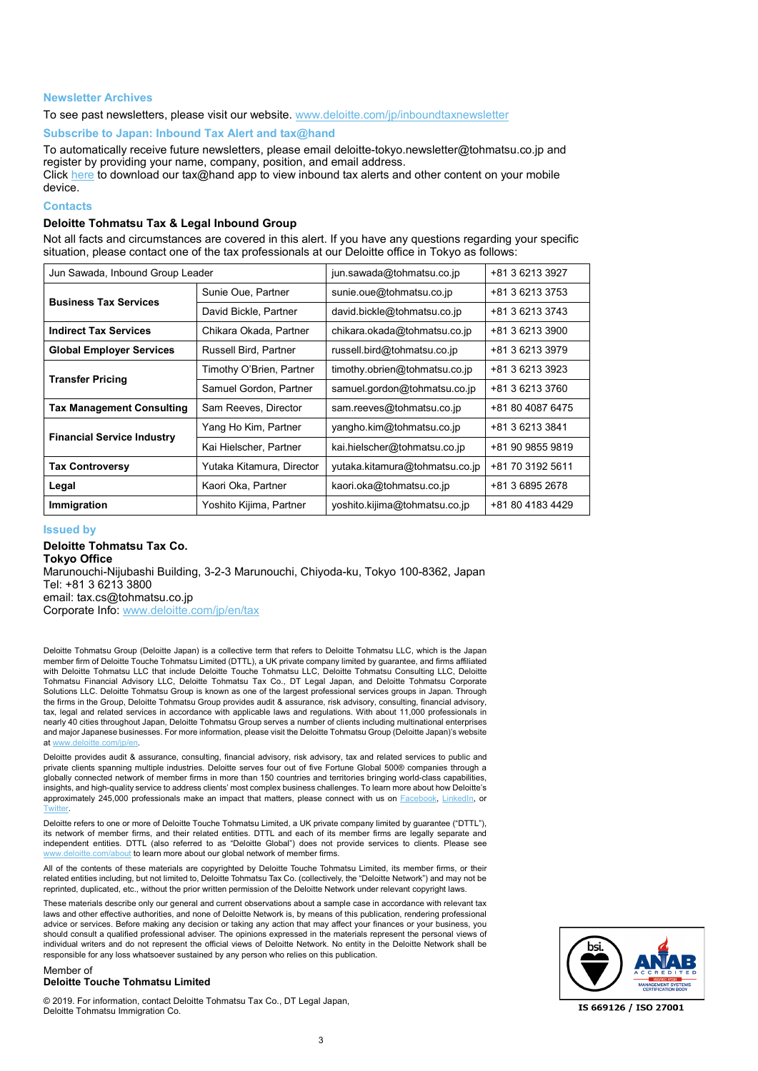### Newsletter Archives

To see past newsletters, please visit our website. www.deloitte.com/jp/inboundtaxnewsletter

### Subscribe to Japan: Inbound Tax Alert and tax@hand

To automatically receive future newsletters, please email deloitte-tokyo.newsletter@tohmatsu.co.jp and register by providing your name, company, position, and email address.
Click here to download our tax@hand app to view inbound tax alerts and other content on your mobile device.

### Contacts

**Deloitte Tohmatsu Tax & Legal Inbound Group**

Not all facts and circumstances are covered in this alert. If you have any questions regarding your specific situation, please contact one of the tax professionals at our Deloitte office in Tokyo as follows:

| | | | |
|---|---|---|---|
| Jun Sawada, Inbound Group Leader | | jun.sawada@tohmatsu.co.jp | +81 3 6213 3927 |
| **Business Tax Services** | Sunie Oue, Partner | sunie.oue@tohmatsu.co.jp | +81 3 6213 3753 |
| | David Bickle, Partner | david.bickle@tohmatsu.co.jp | +81 3 6213 3743 |
| **Indirect Tax Services** | Chikara Okada, Partner | chikara.okada@tohmatsu.co.jp | +81 3 6213 3900 |
| **Global Employer Services** | Russell Bird, Partner | russell.bird@tohmatsu.co.jp | +81 3 6213 3979 |
| **Transfer Pricing** | Timothy O'Brien, Partner | timothy.obrien@tohmatsu.co.jp | +81 3 6213 3923 |
| | Samuel Gordon, Partner | samuel.gordon@tohmatsu.co.jp | +81 3 6213 3760 |
| **Tax Management Consulting** | Sam Reeves, Director | sam.reeves@tohmatsu.co.jp | +81 80 4087 6475 |
| **Financial Service Industry** | Yang Ho Kim, Partner | yangho.kim@tohmatsu.co.jp | +81 3 6213 3841 |
| | Kai Hielscher, Partner | kai.hielscher@tohmatsu.co.jp | +81 90 9855 9819 |
| **Tax Controversy** | Yutaka Kitamura, Director | yutaka.kitamura@tohmatsu.co.jp | +81 70 3192 5611 |
| **Legal** | Kaori Oka, Partner | kaori.oka@tohmatsu.co.jp | +81 3 6895 2678 |
| **Immigration** | Yoshito Kijima, Partner | yoshito.kijima@tohmatsu.co.jp | +81 80 4183 4429 |

### Issued by

**Deloitte Tohmatsu Tax Co.**
**Tokyo Office**
Marunouchi-Nijubashi Building, 3-2-3 Marunouchi, Chiyoda-ku, Tokyo 100-8362, Japan
Tel: +81 3 6213 3800
email: tax.cs@tohmatsu.co.jp
Corporate Info: www.deloitte.com/jp/en/tax

Deloitte Tohmatsu Group (Deloitte Japan) is a collective term that refers to Deloitte Tohmatsu LLC, which is the Japan member firm of Deloitte Touche Tohmatsu Limited (DTTL), a UK private company limited by guarantee, and firms affiliated with Deloitte Tohmatsu LLC that include Deloitte Touche Tohmatsu LLC, Deloitte Tohmatsu Consulting LLC, Deloitte Tohmatsu Financial Advisory LLC, Deloitte Tohmatsu Tax Co., DT Legal Japan, and Deloitte Tohmatsu Corporate Solutions LLC. Deloitte Tohmatsu Group is known as one of the largest professional services groups in Japan. Through the firms in the Group, Deloitte Tohmatsu Group provides audit & assurance, risk advisory, consulting, financial advisory, tax, legal and related services in accordance with applicable laws and regulations. With about 11,000 professionals in nearly 40 cities throughout Japan, Deloitte Tohmatsu Group serves a number of clients including multinational enterprises and major Japanese businesses. For more information, please visit the Deloitte Tohmatsu Group (Deloitte Japan)'s website at www.deloitte.com/jp/en.

Deloitte provides audit & assurance, consulting, financial advisory, risk advisory, tax and related services to public and private clients spanning multiple industries. Deloitte serves four out of five Fortune Global 500® companies through a globally connected network of member firms in more than 150 countries and territories bringing world-class capabilities, insights, and high-quality service to address clients' most complex business challenges. To learn more about how Deloitte's approximately 245,000 professionals make an impact that matters, please connect with us on Facebook, LinkedIn, or Twitter.

Deloitte refers to one or more of Deloitte Touche Tohmatsu Limited, a UK private company limited by guarantee ("DTTL"), its network of member firms, and their related entities. DTTL and each of its member firms are legally separate and independent entities. DTTL (also referred to as "Deloitte Global") does not provide services to clients. Please see www.deloitte.com/about to learn more about our global network of member firms.

All of the contents of these materials are copyrighted by Deloitte Touche Tohmatsu Limited, its member firms, or their related entities including, but not limited to, Deloitte Tohmatsu Tax Co. (collectively, the "Deloitte Network") and may not be reprinted, duplicated, etc., without the prior written permission of the Deloitte Network under relevant copyright laws.

These materials describe only our general and current observations about a sample case in accordance with relevant tax laws and other effective authorities, and none of Deloitte Network is, by means of this publication, rendering professional advice or services. Before making any decision or taking any action that may affect your finances or your business, you should consult a qualified professional adviser. The opinions expressed in the materials represent the personal views of individual writers and do not represent the official views of Deloitte Network. No entity in the Deloitte Network shall be responsible for any loss whatsoever sustained by any person who relies on this publication.

Member of
**Deloitte Touche Tohmatsu Limited**

© 2019. For information, contact Deloitte Tohmatsu Tax Co., DT Legal Japan, Deloitte Tohmatsu Immigration Co.

IS 669126 / ISO 27001